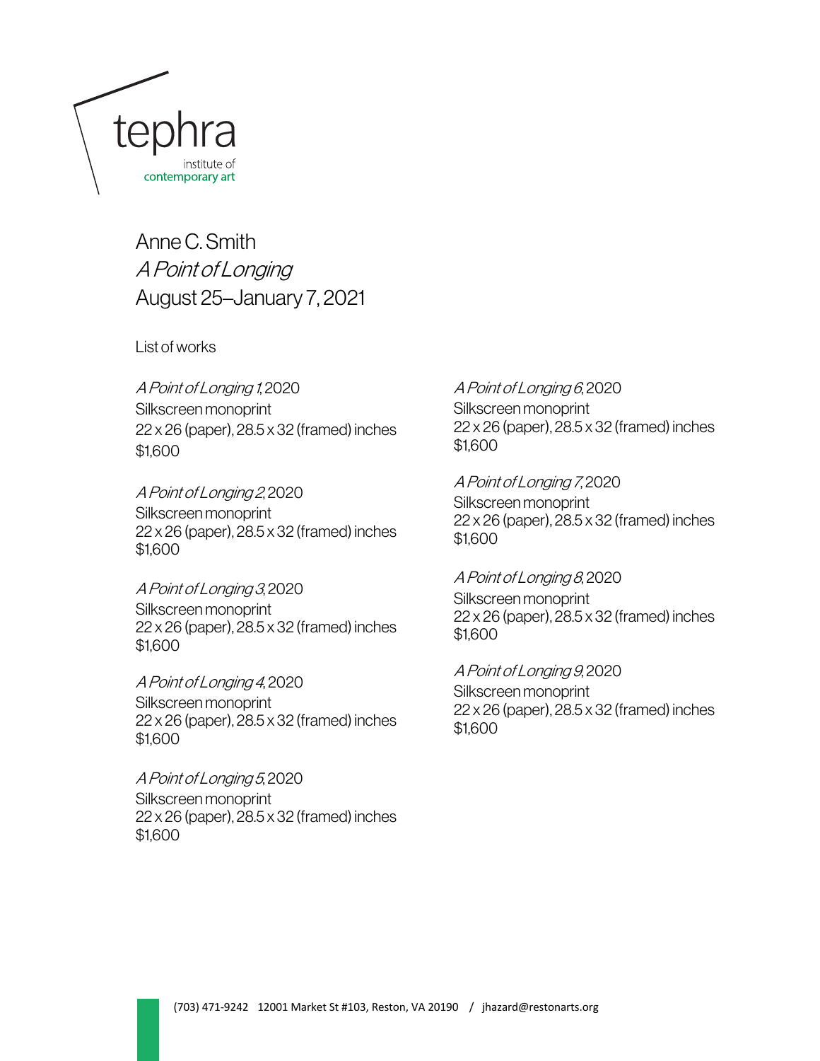tephra
institute of
contemporary art

# Anne C. Smith
## *A Point of Longing*
## August 25–January 7, 2021

List of works

*A Point of Longing 1*, 2020
Silkscreen monoprint
22 x 26 (paper), 28.5 x 32 (framed) inches
$1,600

*A Point of Longing 2*, 2020
Silkscreen monoprint
22 x 26 (paper), 28.5 x 32 (framed) inches
$1,600

*A Point of Longing 3*, 2020
Silkscreen monoprint
22 x 26 (paper), 28.5 x 32 (framed) inches
$1,600

*A Point of Longing 4*, 2020
Silkscreen monoprint
22 x 26 (paper), 28.5 x 32 (framed) inches
$1,600

*A Point of Longing 5*, 2020
Silkscreen monoprint
22 x 26 (paper), 28.5 x 32 (framed) inches
$1,600

*A Point of Longing 6*, 2020
Silkscreen monoprint
22 x 26 (paper), 28.5 x 32 (framed) inches
$1,600

*A Point of Longing 7*, 2020
Silkscreen monoprint
22 x 26 (paper), 28.5 x 32 (framed) inches
$1,600

*A Point of Longing 8*, 2020
Silkscreen monoprint
22 x 26 (paper), 28.5 x 32 (framed) inches
$1,600

*A Point of Longing 9*, 2020
Silkscreen monoprint
22 x 26 (paper), 28.5 x 32 (framed) inches
$1,600

(703) 471-9242 12001 Market St #103, Reston, VA 20190 / jhazard@restonarts.org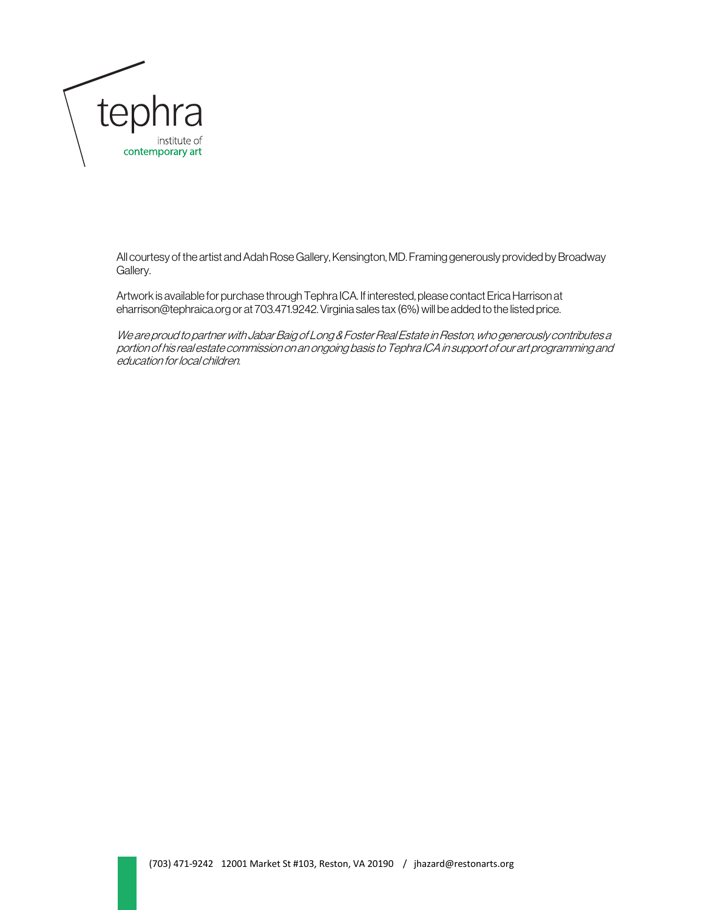tephra

institute of
contemporary art

All courtesy of the artist and Adah Rose Gallery, Kensington, MD. Framing generously provided by Broadway Gallery.

Artwork is available for purchase through Tephra ICA. If interested, please contact Erica Harrison at eharrison@tephraica.org or at 703.471.9242. Virginia sales tax (6%) will be added to the listed price.

*We are proud to partner with Jabar Baig of Long & Foster Real Estate in Reston, who generously contributes a portion of his real estate commission on an ongoing basis to Tephra ICA in support of our art programming and education for local children.*

(703) 471-9242 12001 Market St #103, Reston, VA 20190 / jhazard@restonarts.org